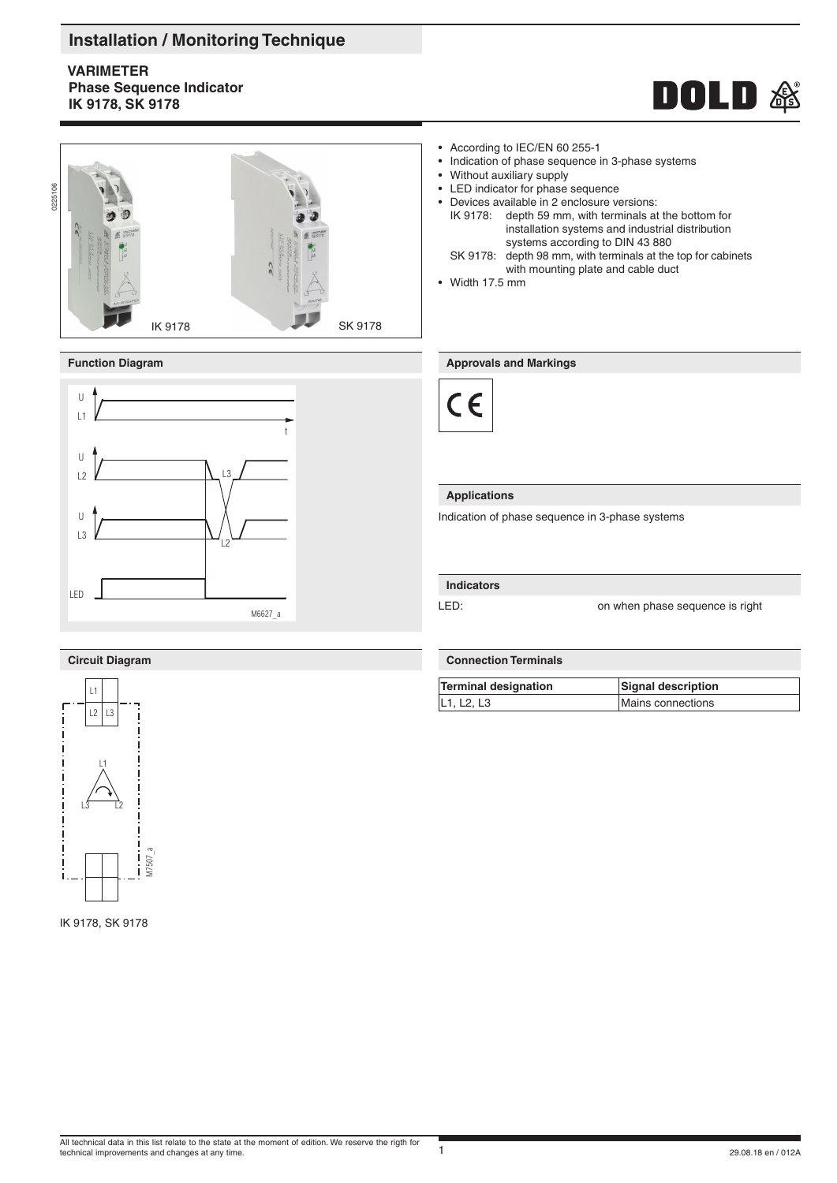# Installation / Monitoring Technique

**VARIMETER**
**Phase Sequence Indicator**
**IK 9178, SK 9178**

IK 9178 SK 9178

- According to IEC/EN 60 255-1
- Indication of phase sequence in 3-phase systems
- Without auxiliary supply
- LED indicator for phase sequence
- Devices available in 2 enclosure versions:
  - IK 9178: depth 59 mm, with terminals at the bottom for installation systems and industrial distribution systems according to DIN 43 880
  - SK 9178: depth 98 mm, with terminals at the top for cabinets with mounting plate and cable duct
- Width 17.5 mm

## Function Diagram

M6627_a

## Approvals and Markings

CE

## Applications

Indication of phase sequence in 3-phase systems

## Indicators

LED: on when phase sequence is right

## Circuit Diagram

M7507_a

IK 9178, SK 9178

## Connection Terminals

| Terminal designation | Signal description |
|---|---|
| L1, L2, L3 | Mains connections |

All technical data in this list relate to the state at the moment of edition. We reserve the rigth for technical improvements and changes at any time.

29.08.18 en / 012A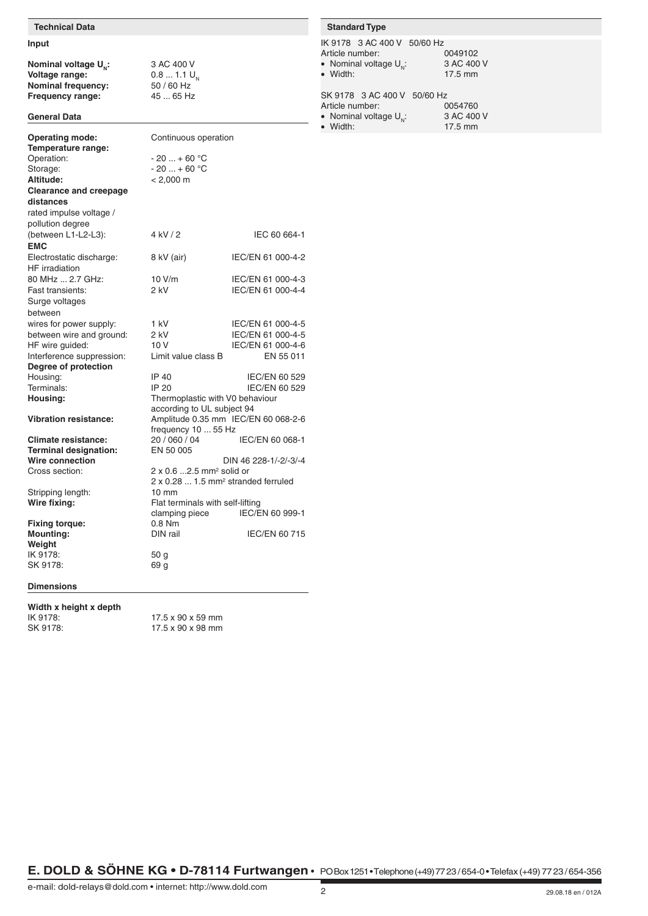## Technical Data

### Input

| | | |
|---|---|---|
| **Nominal voltage $U_N$:** | 3 AC 400 V | |
| **Voltage range:** | 0.8 ... 1.1 $U_N$ | |
| **Nominal frequency:** | 50 / 60 Hz | |
| **Frequency range:** | 45 ... 65 Hz | |

### General Data

| | | |
|---|---|---|
| **Operating mode:** | Continuous operation | |
| **Temperature range:** | | |
| Operation: | - 20 ... + 60 °C | |
| Storage: | - 20 ... + 60 °C | |
| **Altitude:** | < 2,000 m | |
| **Clearance and creepage distances** | | |
| rated impulse voltage / pollution degree (between L1-L2-L3): | 4 kV / 2 | IEC 60 664-1 |
| **EMC** | | |
| Electrostatic discharge: | 8 kV (air) | IEC/EN 61 000-4-2 |
| HF irradiation | | |
| 80 MHz ... 2.7 GHz: | 10 V/m | IEC/EN 61 000-4-3 |
| Fast transients: | 2 kV | IEC/EN 61 000-4-4 |
| Surge voltages between | | |
| wires for power supply: | 1 kV | IEC/EN 61 000-4-5 |
| between wire and ground: | 2 kV | IEC/EN 61 000-4-5 |
| HF wire guided: | 10 V | IEC/EN 61 000-4-6 |
| Interference suppression: | Limit value class B | EN 55 011 |
| **Degree of protection** | | |
| Housing: | IP 40 | IEC/EN 60 529 |
| Terminals: | IP 20 | IEC/EN 60 529 |
| **Housing:** | Thermoplastic with V0 behaviour according to UL subject 94 | |
| **Vibration resistance:** | Amplitude 0.35 mm frequency 10 ... 55 Hz | IEC/EN 60 068-2-6 |
| **Climate resistance:** | 20 / 060 / 04 | IEC/EN 60 068-1 |
| **Terminal designation:** | EN 50 005 | |
| **Wire connection** | | DIN 46 228-1/-2/-3/-4 |
| Cross section: | 2 x 0.6 ...2.5 mm² solid or 2 x 0.28 ... 1.5 mm² stranded ferruled | |
| Stripping length: | 10 mm | |
| **Wire fixing:** | Flat terminals with self-lifting clamping piece | IEC/EN 60 999-1 |
| **Fixing torque:** | 0.8 Nm | |
| **Mounting:** | DIN rail | IEC/EN 60 715 |
| **Weight** | | |
| IK 9178: | 50 g | |
| SK 9178: | 69 g | |

### Dimensions

**Width x height x depth**

| | |
|---|---|
| IK 9178: | 17.5 x 90 x 59 mm |
| SK 9178: | 17.5 x 90 x 98 mm |

## Standard Type

IK 9178 3 AC 400 V 50/60 Hz

| | |
|---|---|
| Article number: | 0049102 |
| • Nominal voltage $U_N$: | 3 AC 400 V |
| • Width: | 17.5 mm |

SK 9178 3 AC 400 V 50/60 Hz

| | |
|---|---|
| Article number: | 0054760 |
| • Nominal voltage $U_N$: | 3 AC 400 V |
| • Width: | 17.5 mm |

**E. DOLD & SÖHNE KG • D-78114 Furtwangen •** PO Box 1251 • Telephone (+49) 77 23 / 654-0 • Telefax (+49) 77 23 / 654-356

e-mail: dold-relays@dold.com • internet: http://www.dold.com

29.08.18 en / 012A